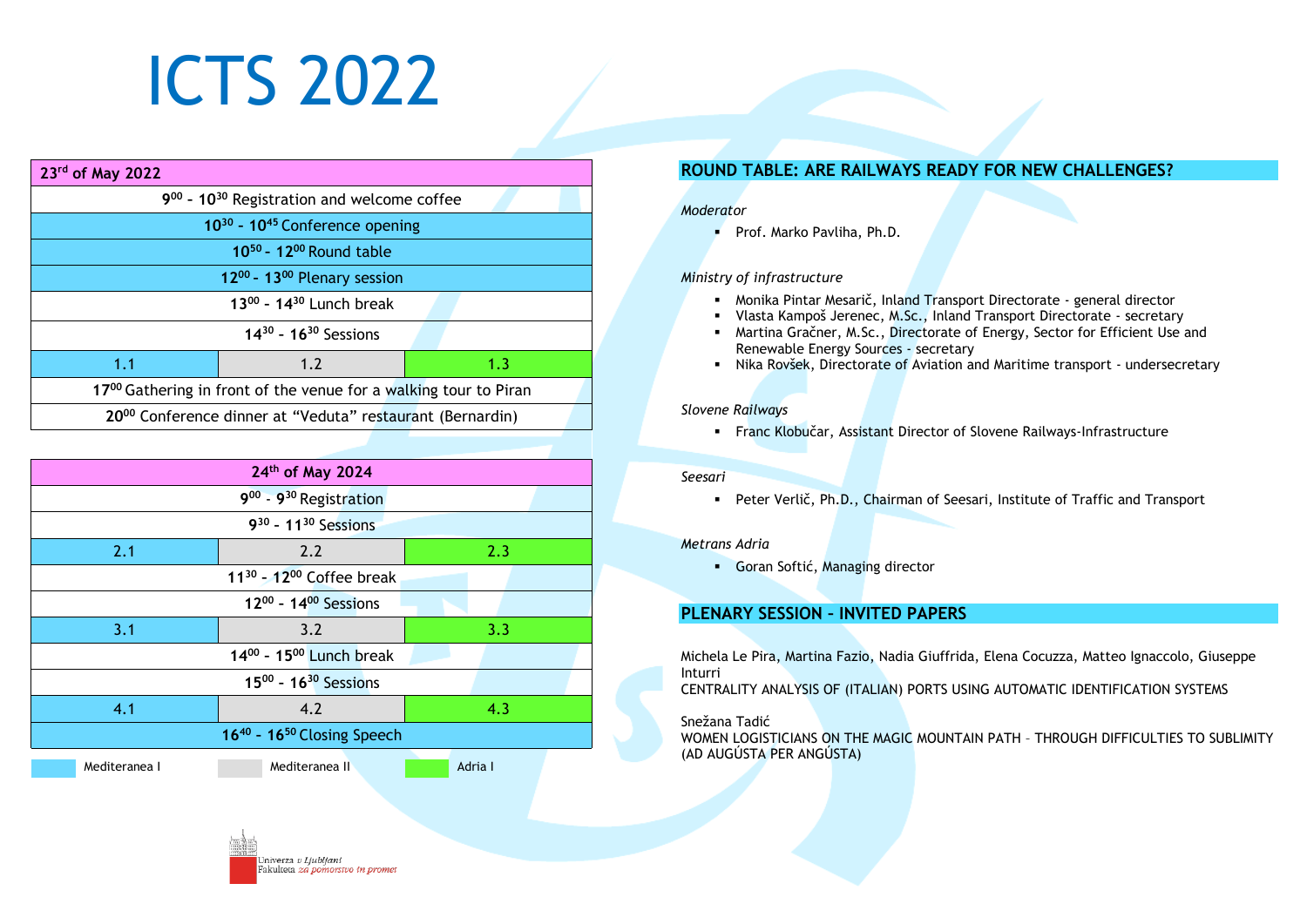# ICTS 2022

| 23rd of May 2022 | | |
|---|---|---|
| $9^{00}$ – $10^{30}$ Registration and welcome coffee | | |
| $10^{30}$ – $10^{45}$ Conference opening | | |
| $10^{50}$ – $12^{00}$ Round table | | |
| $12^{00}$ – $13^{00}$ Plenary session | | |
| $13^{00}$ – $14^{30}$ Lunch break | | |
| $14^{30}$ – $16^{30}$ Sessions | | |
| 1.1 | 1.2 | 1.3 |
| $17^{00}$ Gathering in front of the venue for a walking tour to Piran | | |
| $20^{00}$ Conference dinner at "Veduta" restaurant (Bernardin) | | |

| 24th of May 2024 | | |
|---|---|---|
| $9^{00}$ - $9^{30}$ Registration | | |
| $9^{30}$ – $11^{30}$ Sessions | | |
| 2.1 | 2.2 | 2.3 |
| $11^{30}$ – $12^{00}$ Coffee break | | |
| $12^{00}$ – $14^{00}$ Sessions | | |
| 3.1 | 3.2 | 3.3 |
| $14^{00}$ – $15^{00}$ Lunch break | | |
| $15^{00}$ – $16^{30}$ Sessions | | |
| 4.1 | 4.2 | 4.3 |
| $16^{40}$ – $16^{50}$ Closing Speech | | |

Mediteranea I | Mediteranea II | Adria I

Univerza v Ljubljani
Fakulteta za pomorstvo in promet

## ROUND TABLE: ARE RAILWAYS READY FOR NEW CHALLENGES?

*Moderator*

- Prof. Marko Pavliha, Ph.D.

*Ministry of infrastructure*

- Monika Pintar Mesarič, Inland Transport Directorate - general director
- Vlasta Kampoš Jerenec, M.Sc., Inland Transport Directorate - secretary
- Martina Gračner, M.Sc., Directorate of Energy, Sector for Efficient Use and Renewable Energy Sources - secretary
- Nika Rovšek, Directorate of Aviation and Maritime transport - undersecretary

*Slovene Railways*

- Franc Klobučar, Assistant Director of Slovene Railways-Infrastructure

*Seesari*

- Peter Verlič, Ph.D., Chairman of Seesari, Institute of Traffic and Transport

*Metrans Adria*

- Goran Softić, Managing director

## PLENARY SESSION – INVITED PAPERS

Michela Le Pira, Martina Fazio, Nadia Giuffrida, Elena Cocuzza, Matteo Ignaccolo, Giuseppe Inturri
CENTRALITY ANALYSIS OF (ITALIAN) PORTS USING AUTOMATIC IDENTIFICATION SYSTEMS

Snežana Tadić
WOMEN LOGISTICIANS ON THE MAGIC MOUNTAIN PATH – THROUGH DIFFICULTIES TO SUBLIMITY (AD AUGÚSTA PER ANGÚSTA)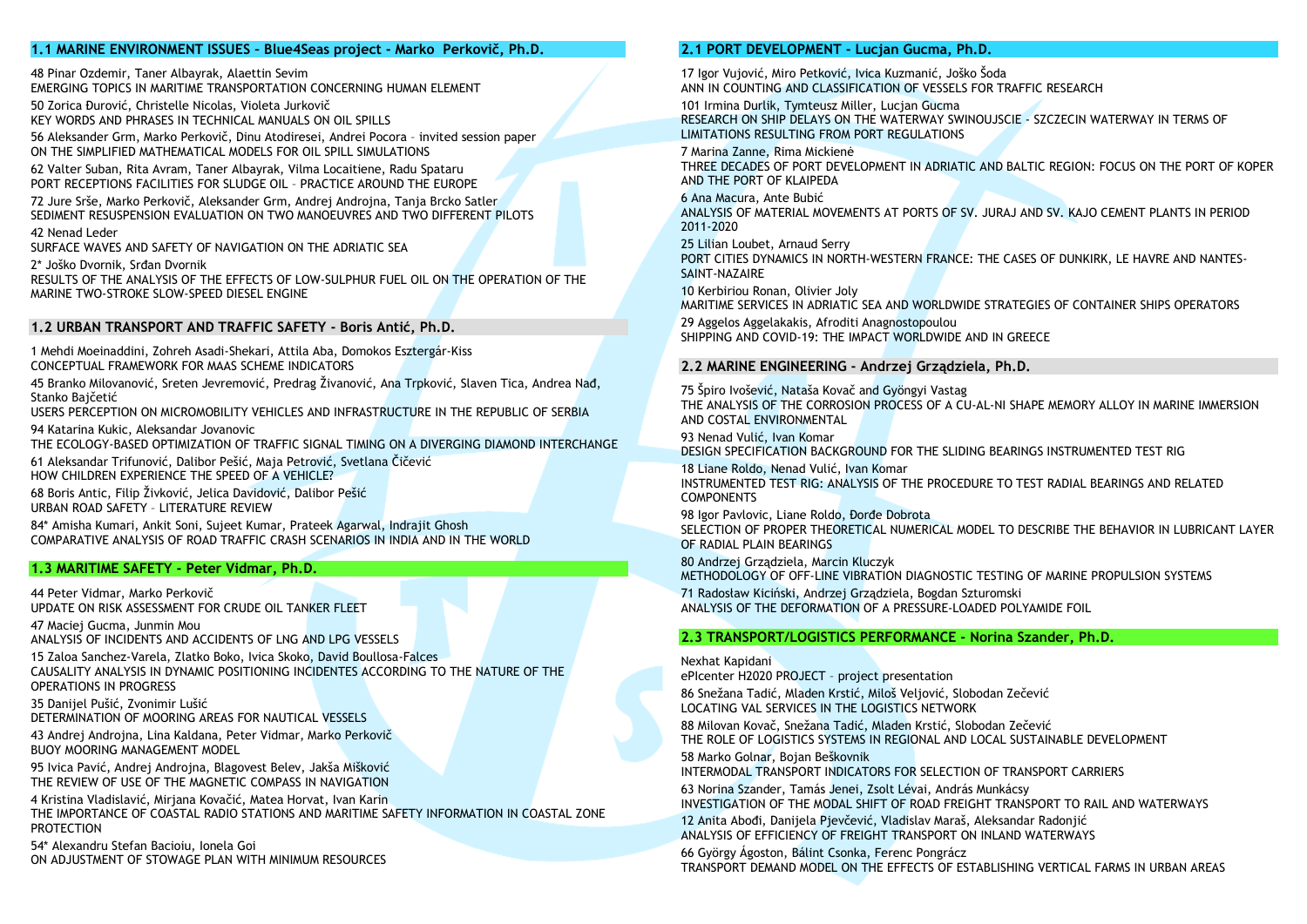## 1.1 MARINE ENVIRONMENT ISSUES – Blue4Seas project - Marko Perkovič, Ph.D.

48 Pinar Ozdemir, Taner Albayrak, Alaettin Sevim
EMERGING TOPICS IN MARITIME TRANSPORTATION CONCERNING HUMAN ELEMENT

50 Zorica Đurović, Christelle Nicolas, Violeta Jurkovič
KEY WORDS AND PHRASES IN TECHNICAL MANUALS ON OIL SPILLS

56 Aleksander Grm, Marko Perkovič, Dinu Atodiresei, Andrei Pocora – invited session paper
ON THE SIMPLIFIED MATHEMATICAL MODELS FOR OIL SPILL SIMULATIONS

62 Valter Suban, Rita Avram, Taner Albayrak, Vilma Locaitiene, Radu Spataru
PORT RECEPTIONS FACILITIES FOR SLUDGE OIL – PRACTICE AROUND THE EUROPE

72 Jure Srše, Marko Perkovič, Aleksander Grm, Andrej Androjna, Tanja Brcko Satler
SEDIMENT RESUSPENSION EVALUATION ON TWO MANOEUVRES AND TWO DIFFERENT PILOTS

42 Nenad Leder
SURFACE WAVES AND SAFETY OF NAVIGATION ON THE ADRIATIC SEA

2* Joško Dvornik, Srđan Dvornik
RESULTS OF THE ANALYSIS OF THE EFFECTS OF LOW-SULPHUR FUEL OIL ON THE OPERATION OF THE MARINE TWO-STROKE SLOW-SPEED DIESEL ENGINE

## 1.2 URBAN TRANSPORT AND TRAFFIC SAFETY - Boris Antić, Ph.D.

1 Mehdi Moeinaddini, Zohreh Asadi-Shekari, Attila Aba, Domokos Esztergár-Kiss
CONCEPTUAL FRAMEWORK FOR MAAS SCHEME INDICATORS

45 Branko Milovanović, Sreten Jevremović, Predrag Živanović, Ana Trpković, Slaven Tica, Andrea Nađ, Stanko Bajčetić
USERS PERCEPTION ON MICROMOBILITY VEHICLES AND INFRASTRUCTURE IN THE REPUBLIC OF SERBIA

94 Katarina Kukic, Aleksandar Jovanovic
THE ECOLOGY-BASED OPTIMIZATION OF TRAFFIC SIGNAL TIMING ON A DIVERGING DIAMOND INTERCHANGE

61 Aleksandar Trifunović, Dalibor Pešić, Maja Petrović, Svetlana Čičević
HOW CHILDREN EXPERIENCE THE SPEED OF A VEHICLE?

68 Boris Antic, Filip Živković, Jelica Davidović, Dalibor Pešić
URBAN ROAD SAFETY – LITERATURE REVIEW

84* Amisha Kumari, Ankit Soni, Sujeet Kumar, Prateek Agarwal, Indrajit Ghosh
COMPARATIVE ANALYSIS OF ROAD TRAFFIC CRASH SCENARIOS IN INDIA AND IN THE WORLD

## 1.3 MARITIME SAFETY - Peter Vidmar, Ph.D.

44 Peter Vidmar, Marko Perkovič
UPDATE ON RISK ASSESSMENT FOR CRUDE OIL TANKER FLEET

47 Maciej Gucma, Junmin Mou
ANALYSIS OF INCIDENTS AND ACCIDENTS OF LNG AND LPG VESSELS

15 Zaloa Sanchez-Varela, Zlatko Boko, Ivica Skoko, David Boullosa-Falces
CAUSALITY ANALYSIS IN DYNAMIC POSITIONING INCIDENTES ACCORDING TO THE NATURE OF THE OPERATIONS IN PROGRESS

35 Danijel Pušić, Zvonimir Lušić
DETERMINATION OF MOORING AREAS FOR NAUTICAL VESSELS

43 Andrej Androjna, Lina Kaldana, Peter Vidmar, Marko Perkovič
BUOY MOORING MANAGEMENT MODEL

95 Ivica Pavić, Andrej Androjna, Blagovest Belev, Jakša Mišković
THE REVIEW OF USE OF THE MAGNETIC COMPASS IN NAVIGATION

4 Kristina Vladislavić, Mirjana Kovačić, Matea Horvat, Ivan Karin
THE IMPORTANCE OF COASTAL RADIO STATIONS AND MARITIME SAFETY INFORMATION IN COASTAL ZONE PROTECTION

54* Alexandru Stefan Bacioiu, Ionela Goi
ON ADJUSTMENT OF STOWAGE PLAN WITH MINIMUM RESOURCES

## 2.1 PORT DEVELOPMENT - Lucjan Gucma, Ph.D.

17 Igor Vujović, Miro Petković, Ivica Kuzmanić, Joško Šoda
ANN IN COUNTING AND CLASSIFICATION OF VESSELS FOR TRAFFIC RESEARCH

101 Irmina Durlik, Tymteusz Miller, Lucjan Gucma
RESEARCH ON SHIP DELAYS ON THE WATERWAY SWINOUJSCIE - SZCZECIN WATERWAY IN TERMS OF LIMITATIONS RESULTING FROM PORT REGULATIONS

7 Marina Zanne, Rima Mickienė
THREE DECADES OF PORT DEVELOPMENT IN ADRIATIC AND BALTIC REGION: FOCUS ON THE PORT OF KOPER AND THE PORT OF KLAIPEDA

6 Ana Macura, Ante Bubić
ANALYSIS OF MATERIAL MOVEMENTS AT PORTS OF SV. JURAJ AND SV. KAJO CEMENT PLANTS IN PERIOD 2011-2020

25 Lilian Loubet, Arnaud Serry
PORT CITIES DYNAMICS IN NORTH-WESTERN FRANCE: THE CASES OF DUNKIRK, LE HAVRE AND NANTES-SAINT-NAZAIRE

10 Kerbiriou Ronan, Olivier Joly
MARITIME SERVICES IN ADRIATIC SEA AND WORLDWIDE STRATEGIES OF CONTAINER SHIPS OPERATORS

29 Aggelos Aggelakakis, Afroditi Anagnostopoulou
SHIPPING AND COVID-19: THE IMPACT WORLDWIDE AND IN GREECE

## 2.2 MARINE ENGINEERING - Andrzej Grządziela, Ph.D.

75 Špiro Ivošević, Nataša Kovač and Gyöngyi Vastag
THE ANALYSIS OF THE CORROSION PROCESS OF A CU-AL-NI SHAPE MEMORY ALLOY IN MARINE IMMERSION AND COSTAL ENVIRONMENTAL

93 Nenad Vulić, Ivan Komar
DESIGN SPECIFICATION BACKGROUND FOR THE SLIDING BEARINGS INSTRUMENTED TEST RIG

18 Liane Roldo, Nenad Vulić, Ivan Komar
INSTRUMENTED TEST RIG: ANALYSIS OF THE PROCEDURE TO TEST RADIAL BEARINGS AND RELATED COMPONENTS

98 Igor Pavlovic, Liane Roldo, Đorđe Dobrota
SELECTION OF PROPER THEORETICAL NUMERICAL MODEL TO DESCRIBE THE BEHAVIOR IN LUBRICANT LAYER OF RADIAL PLAIN BEARINGS

80 Andrzej Grządziela, Marcin Kluczyk
METHODOLOGY OF OFF-LINE VIBRATION DIAGNOSTIC TESTING OF MARINE PROPULSION SYSTEMS

71 Radosław Kiciński, Andrzej Grządziela, Bogdan Szturomski
ANALYSIS OF THE DEFORMATION OF A PRESSURE-LOADED POLYAMIDE FOIL

## 2.3 TRANSPORT/LOGISTICS PERFORMANCE - Norina Szander, Ph.D.

Nexhat Kapidani
ePIcenter H2020 PROJECT – project presentation

86 Snežana Tadić, Mladen Krstić, Miloš Veljović, Slobodan Zečević
LOCATING VAL SERVICES IN THE LOGISTICS NETWORK

88 Milovan Kovač, Snežana Tadić, Mladen Krstić, Slobodan Zečević
THE ROLE OF LOGISTICS SYSTEMS IN REGIONAL AND LOCAL SUSTAINABLE DEVELOPMENT

58 Marko Golnar, Bojan Beškovnik
INTERMODAL TRANSPORT INDICATORS FOR SELECTION OF TRANSPORT CARRIERS

63 Norina Szander, Tamás Jenei, Zsolt Lévai, András Munkácsy
INVESTIGATION OF THE MODAL SHIFT OF ROAD FREIGHT TRANSPORT TO RAIL AND WATERWAYS

12 Anita Abođi, Danijela Pjevčević, Vladislav Maraš, Aleksandar Radonjić
ANALYSIS OF EFFICIENCY OF FREIGHT TRANSPORT ON INLAND WATERWAYS

66 György Ágoston, Bálint Csonka, Ferenc Pongrácz
TRANSPORT DEMAND MODEL ON THE EFFECTS OF ESTABLISHING VERTICAL FARMS IN URBAN AREAS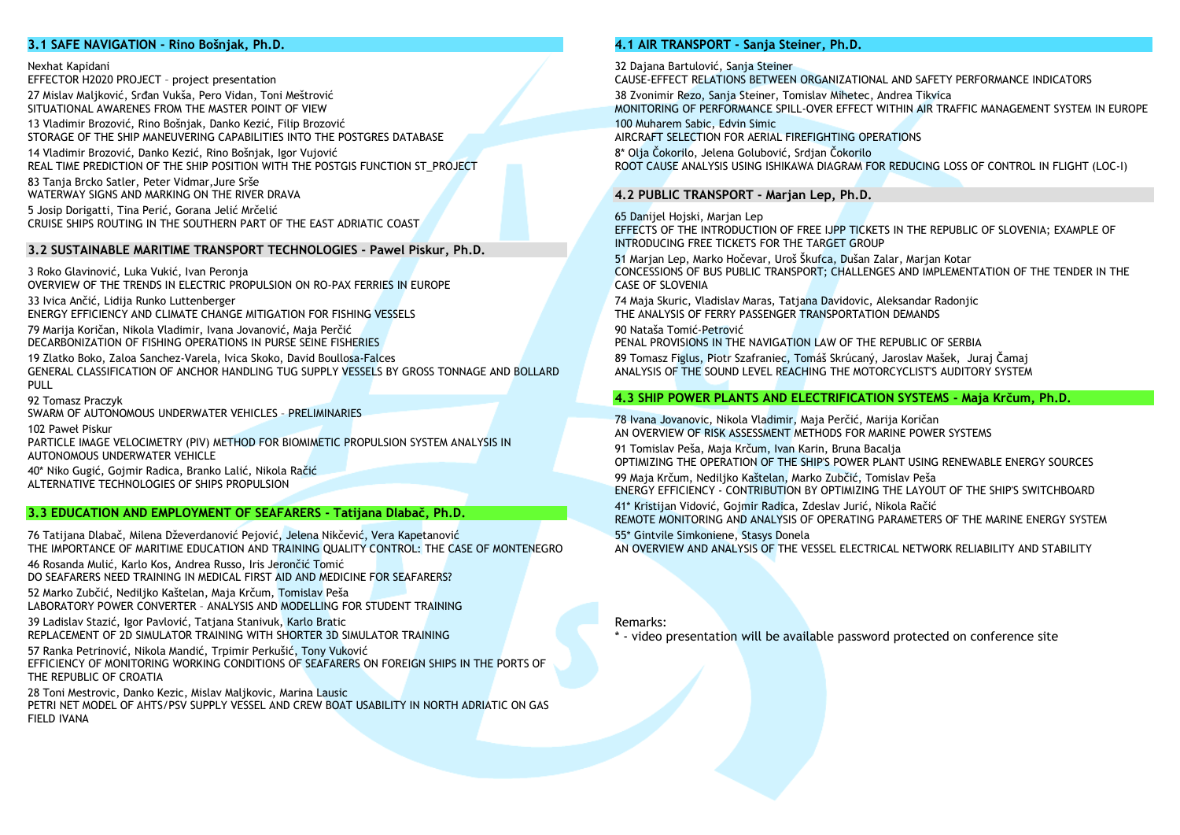## 3.1 SAFE NAVIGATION - Rino Bošnjak, Ph.D.

Nexhat Kapidani
EFFECTOR H2020 PROJECT – project presentation

27 Mislav Maljković, Srđan Vukša, Pero Vidan, Toni Meštrović
SITUATIONAL AWARENES FROM THE MASTER POINT OF VIEW

13 Vladimir Brozović, Rino Bošnjak, Danko Kezić, Filip Brozović
STORAGE OF THE SHIP MANEUVERING CAPABILITIES INTO THE POSTGRES DATABASE

14 Vladimir Brozović, Danko Kezić, Rino Bošnjak, Igor Vujović
REAL TIME PREDICTION OF THE SHIP POSITION WITH THE POSTGIS FUNCTION ST_PROJECT

83 Tanja Brcko Satler, Peter Vidmar, Jure Srše
WATERWAY SIGNS AND MARKING ON THE RIVER DRAVA

5 Josip Dorigatti, Tina Perić, Gorana Jelić Mrčelić
CRUISE SHIPS ROUTING IN THE SOUTHERN PART OF THE EAST ADRIATIC COAST

## 3.2 SUSTAINABLE MARITIME TRANSPORT TECHNOLOGIES - Pawel Piskur, Ph.D.

3 Roko Glavinović, Luka Vukić, Ivan Peronja
OVERVIEW OF THE TRENDS IN ELECTRIC PROPULSION ON RO-PAX FERRIES IN EUROPE

33 Ivica Ančić, Lidija Runko Luttenberger
ENERGY EFFICIENCY AND CLIMATE CHANGE MITIGATION FOR FISHING VESSELS

79 Marija Koričan, Nikola Vladimir, Ivana Jovanović, Maja Perčić
DECARBONIZATION OF FISHING OPERATIONS IN PURSE SEINE FISHERIES

19 Zlatko Boko, Zaloa Sanchez-Varela, Ivica Skoko, David Boullosa-Falces
GENERAL CLASSIFICATION OF ANCHOR HANDLING TUG SUPPLY VESSELS BY GROSS TONNAGE AND BOLLARD PULL

92 Tomasz Praczyk
SWARM OF AUTONOMOUS UNDERWATER VEHICLES – PRELIMINARIES

102 Paweł Piskur
PARTICLE IMAGE VELOCIMETRY (PIV) METHOD FOR BIOMIMETIC PROPULSION SYSTEM ANALYSIS IN AUTONOMOUS UNDERWATER VEHICLE

40* Niko Gugić, Gojmir Radica, Branko Lalić, Nikola Račić
ALTERNATIVE TECHNOLOGIES OF SHIPS PROPULSION

## 3.3 EDUCATION AND EMPLOYMENT OF SEAFARERS - Tatijana Dlabač, Ph.D.

76 Tatijana Dlabač, Milena Dževerdanović Pejović, Jelena Nikčević, Vera Kapetanović
THE IMPORTANCE OF MARITIME EDUCATION AND TRAINING QUALITY CONTROL: THE CASE OF MONTENEGRO

46 Rosanda Mulić, Karlo Kos, Andrea Russo, Iris Jerončić Tomić
DO SEAFARERS NEED TRAINING IN MEDICAL FIRST AID AND MEDICINE FOR SEAFARERS?

52 Marko Zubčić, Nediljko Kaštelan, Maja Krčum, Tomislav Peša
LABORATORY POWER CONVERTER – ANALYSIS AND MODELLING FOR STUDENT TRAINING

39 Ladislav Stazić, Igor Pavlović, Tatjana Stanivuk, Karlo Bratic
REPLACEMENT OF 2D SIMULATOR TRAINING WITH SHORTER 3D SIMULATOR TRAINING

57 Ranka Petrinović, Nikola Mandić, Trpimir Perkušić, Tony Vuković
EFFICIENCY OF MONITORING WORKING CONDITIONS OF SEAFARERS ON FOREIGN SHIPS IN THE PORTS OF THE REPUBLIC OF CROATIA

28 Toni Mestrovic, Danko Kezic, Mislav Maljkovic, Marina Lausic
PETRI NET MODEL OF AHTS/PSV SUPPLY VESSEL AND CREW BOAT USABILITY IN NORTH ADRIATIC ON GAS FIELD IVANA

## 4.1 AIR TRANSPORT - Sanja Steiner, Ph.D.

32 Dajana Bartulović, Sanja Steiner
CAUSE-EFFECT RELATIONS BETWEEN ORGANIZATIONAL AND SAFETY PERFORMANCE INDICATORS

38 Zvonimir Rezo, Sanja Steiner, Tomislav Mihetec, Andrea Tikvica
MONITORING OF PERFORMANCE SPILL-OVER EFFECT WITHIN AIR TRAFFIC MANAGEMENT SYSTEM IN EUROPE

100 Muharem Sabic, Edvin Simic
AIRCRAFT SELECTION FOR AERIAL FIREFIGHTING OPERATIONS

8* Olja Čokorilo, Jelena Golubović, Srdjan Čokorilo
ROOT CAUSE ANALYSIS USING ISHIKAWA DIAGRAM FOR REDUCING LOSS OF CONTROL IN FLIGHT (LOC-I)

## 4.2 PUBLIC TRANSPORT - Marjan Lep, Ph.D.

65 Danijel Hojski, Marjan Lep
EFFECTS OF THE INTRODUCTION OF FREE IJPP TICKETS IN THE REPUBLIC OF SLOVENIA; EXAMPLE OF INTRODUCING FREE TICKETS FOR THE TARGET GROUP

51 Marjan Lep, Marko Hočevar, Uroš Škufca, Dušan Zalar, Marjan Kotar
CONCESSIONS OF BUS PUBLIC TRANSPORT; CHALLENGES AND IMPLEMENTATION OF THE TENDER IN THE CASE OF SLOVENIA

74 Maja Skuric, Vladislav Maras, Tatjana Davidovic, Aleksandar Radonjic
THE ANALYSIS OF FERRY PASSENGER TRANSPORTATION DEMANDS

90 Nataša Tomić-Petrović
PENAL PROVISIONS IN THE NAVIGATION LAW OF THE REPUBLIC OF SERBIA

89 Tomasz Figlus, Piotr Szafraniec, Tomáš Skrúcaný, Jaroslav Mašek, Juraj Čamaj
ANALYSIS OF THE SOUND LEVEL REACHING THE MOTORCYCLIST'S AUDITORY SYSTEM

## 4.3 SHIP POWER PLANTS AND ELECTRIFICATION SYSTEMS - Maja Krčum, Ph.D.

78 Ivana Jovanovic, Nikola Vladimir, Maja Perčić, Marija Koričan
AN OVERVIEW OF RISK ASSESSMENT METHODS FOR MARINE POWER SYSTEMS

91 Tomislav Peša, Maja Krčum, Ivan Karin, Bruna Bacalja
OPTIMIZING THE OPERATION OF THE SHIP'S POWER PLANT USING RENEWABLE ENERGY SOURCES

99 Maja Krčum, Nediljko Kaštelan, Marko Zubčić, Tomislav Peša
ENERGY EFFICIENCY - CONTRIBUTION BY OPTIMIZING THE LAYOUT OF THE SHIP'S SWITCHBOARD

41* Kristijan Vidović, Gojmir Radica, Zdeslav Jurić, Nikola Račić
REMOTE MONITORING AND ANALYSIS OF OPERATING PARAMETERS OF THE MARINE ENERGY SYSTEM

55* Gintvile Simkoniene, Stasys Donela
AN OVERVIEW AND ANALYSIS OF THE VESSEL ELECTRICAL NETWORK RELIABILITY AND STABILITY

Remarks:
* - video presentation will be available password protected on conference site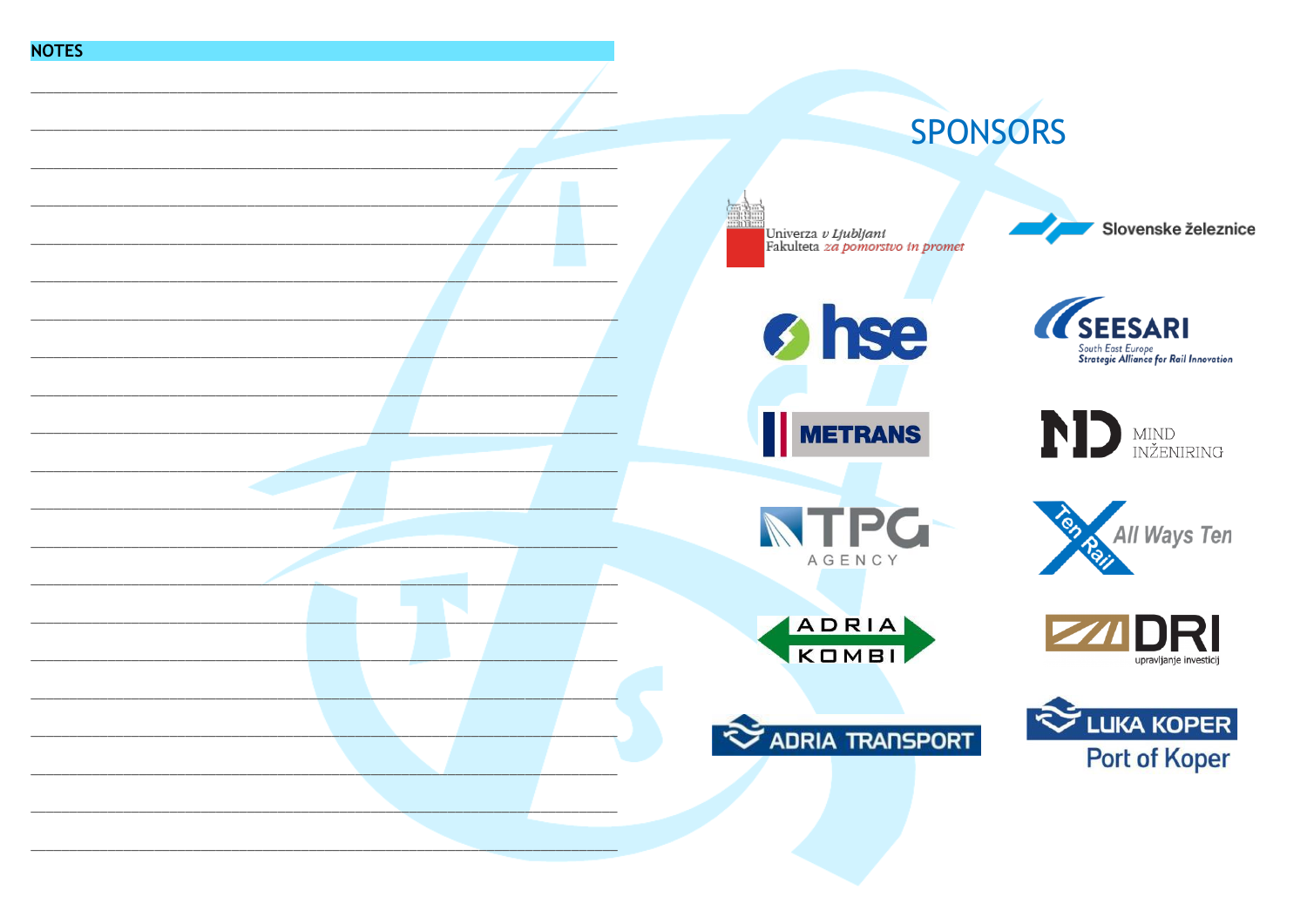## NOTES

## SPONSORS

Univerza v Ljubljani
Fakulteta za pomorstvo in promet

Slovenske železnice

hse

SEESARI
South East Europe
Strategic Alliance for Rail Innovation

METRANS

MIND
INŽENIRING

TPG
AGENCY

Ten Rail
All Ways Ten

ADRIA
KOMBI

DRI
upravljanje investicij

ADRIA TRANSPORT

LUKA KOPER
Port of Koper